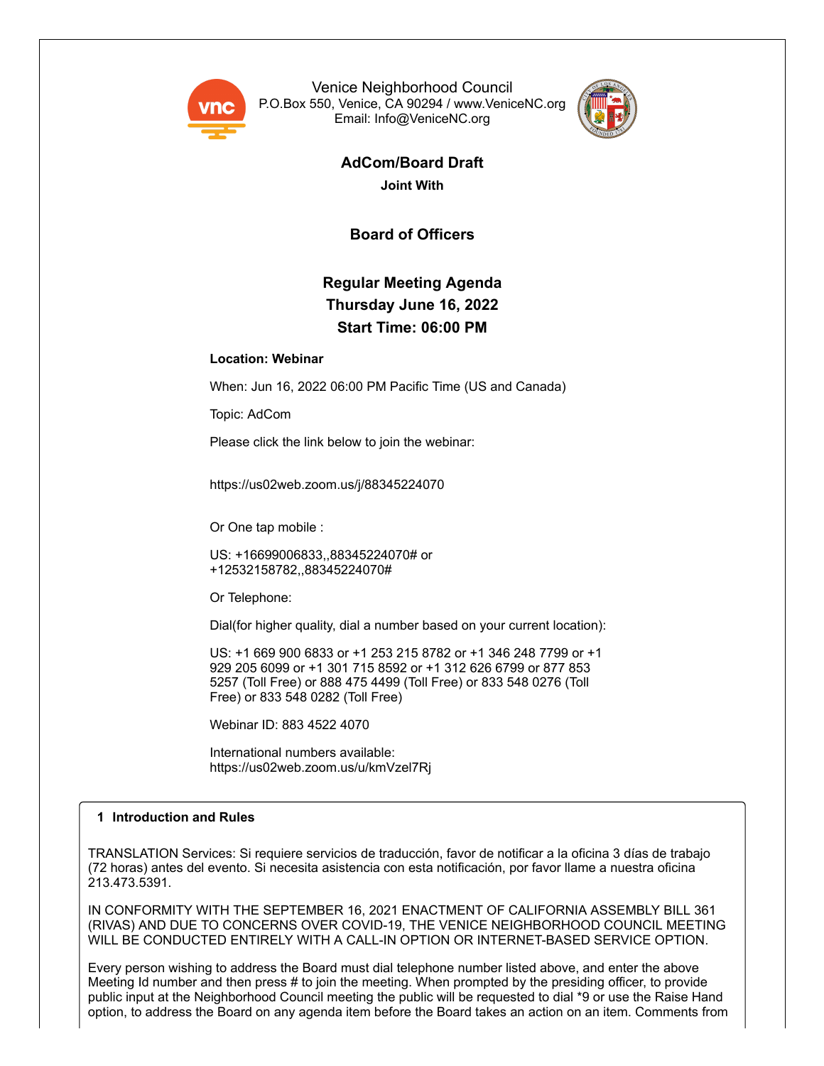Venice Neighborhood Council
P.O.Box 550, Venice, CA 90294 / www.VeniceNC.org
Email: Info@VeniceNC.org

## AdCom/Board Draft

**Joint With**

## Board of Officers

## Regular Meeting Agenda
## Thursday June 16, 2022
## Start Time: 06:00 PM

**Location: Webinar**

When: Jun 16, 2022 06:00 PM Pacific Time (US and Canada)

Topic: AdCom

Please click the link below to join the webinar:

https://us02web.zoom.us/j/88345224070

Or One tap mobile :

US: +16699006833,,88345224070# or
+12532158782,,88345224070#

Or Telephone:

Dial(for higher quality, dial a number based on your current location):

US: +1 669 900 6833 or +1 253 215 8782 or +1 346 248 7799 or +1 929 205 6099 or +1 301 715 8592 or +1 312 626 6799 or 877 853 5257 (Toll Free) or 888 475 4499 (Toll Free) or 833 548 0276 (Toll Free) or 833 548 0282 (Toll Free)

Webinar ID: 883 4522 4070

International numbers available:
https://us02web.zoom.us/u/kmVzel7Rj

### 1 Introduction and Rules

TRANSLATION Services: Si requiere servicios de traducción, favor de notificar a la oficina 3 días de trabajo (72 horas) antes del evento. Si necesita asistencia con esta notificación, por favor llame a nuestra oficina 213.473.5391.

IN CONFORMITY WITH THE SEPTEMBER 16, 2021 ENACTMENT OF CALIFORNIA ASSEMBLY BILL 361 (RIVAS) AND DUE TO CONCERNS OVER COVID-19, THE VENICE NEIGHBORHOOD COUNCIL MEETING WILL BE CONDUCTED ENTIRELY WITH A CALL-IN OPTION OR INTERNET-BASED SERVICE OPTION.

Every person wishing to address the Board must dial telephone number listed above, and enter the above Meeting Id number and then press # to join the meeting. When prompted by the presiding officer, to provide public input at the Neighborhood Council meeting the public will be requested to dial *9 or use the Raise Hand option, to address the Board on any agenda item before the Board takes an action on an item. Comments from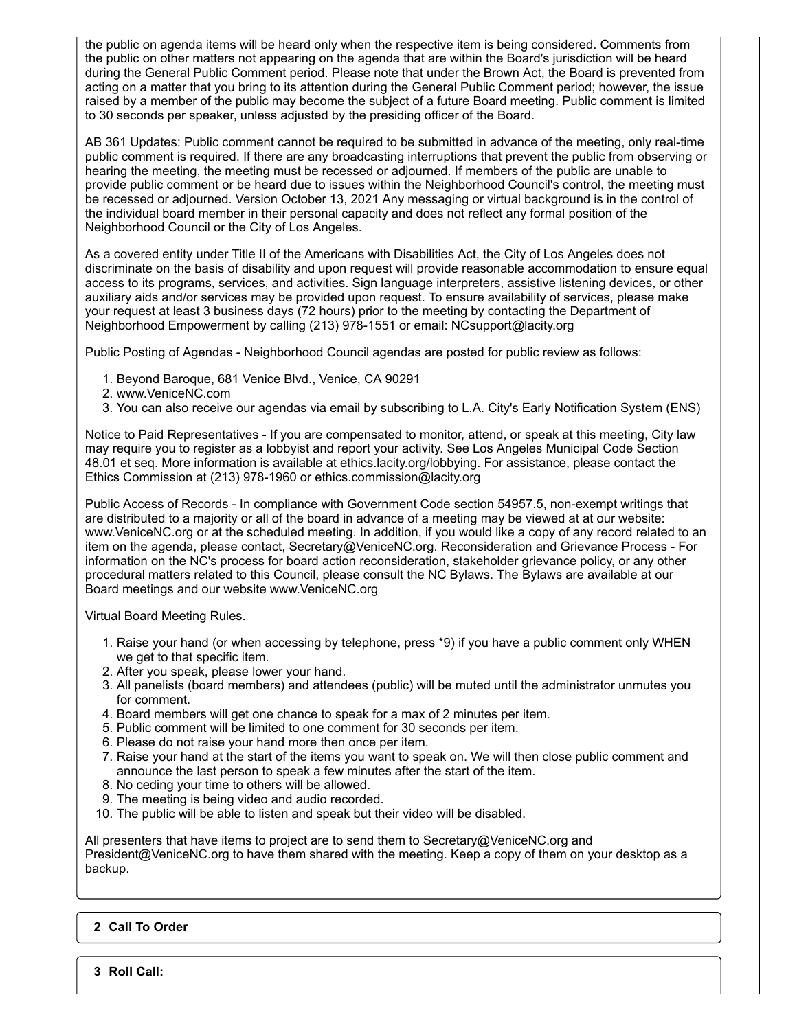the public on agenda items will be heard only when the respective item is being considered. Comments from the public on other matters not appearing on the agenda that are within the Board's jurisdiction will be heard during the General Public Comment period. Please note that under the Brown Act, the Board is prevented from acting on a matter that you bring to its attention during the General Public Comment period; however, the issue raised by a member of the public may become the subject of a future Board meeting. Public comment is limited to 30 seconds per speaker, unless adjusted by the presiding officer of the Board.

AB 361 Updates: Public comment cannot be required to be submitted in advance of the meeting, only real-time public comment is required. If there are any broadcasting interruptions that prevent the public from observing or hearing the meeting, the meeting must be recessed or adjourned. If members of the public are unable to provide public comment or be heard due to issues within the Neighborhood Council's control, the meeting must be recessed or adjourned. Version October 13, 2021 Any messaging or virtual background is in the control of the individual board member in their personal capacity and does not reflect any formal position of the Neighborhood Council or the City of Los Angeles.

As a covered entity under Title II of the Americans with Disabilities Act, the City of Los Angeles does not discriminate on the basis of disability and upon request will provide reasonable accommodation to ensure equal access to its programs, services, and activities. Sign language interpreters, assistive listening devices, or other auxiliary aids and/or services may be provided upon request. To ensure availability of services, please make your request at least 3 business days (72 hours) prior to the meeting by contacting the Department of Neighborhood Empowerment by calling (213) 978-1551 or email: NCsupport@lacity.org

Public Posting of Agendas - Neighborhood Council agendas are posted for public review as follows:

1. Beyond Baroque, 681 Venice Blvd., Venice, CA 90291
2. www.VeniceNC.com
3. You can also receive our agendas via email by subscribing to L.A. City's Early Notification System (ENS)

Notice to Paid Representatives - If you are compensated to monitor, attend, or speak at this meeting, City law may require you to register as a lobbyist and report your activity. See Los Angeles Municipal Code Section 48.01 et seq. More information is available at ethics.lacity.org/lobbying. For assistance, please contact the Ethics Commission at (213) 978-1960 or ethics.commission@lacity.org

Public Access of Records - In compliance with Government Code section 54957.5, non-exempt writings that are distributed to a majority or all of the board in advance of a meeting may be viewed at at our website: www.VeniceNC.org or at the scheduled meeting. In addition, if you would like a copy of any record related to an item on the agenda, please contact, Secretary@VeniceNC.org. Reconsideration and Grievance Process - For information on the NC's process for board action reconsideration, stakeholder grievance policy, or any other procedural matters related to this Council, please consult the NC Bylaws. The Bylaws are available at our Board meetings and our website www.VeniceNC.org

Virtual Board Meeting Rules.

1. Raise your hand (or when accessing by telephone, press *9) if you have a public comment only WHEN we get to that specific item.
2. After you speak, please lower your hand.
3. All panelists (board members) and attendees (public) will be muted until the administrator unmutes you for comment.
4. Board members will get one chance to speak for a max of 2 minutes per item.
5. Public comment will be limited to one comment for 30 seconds per item.
6. Please do not raise your hand more then once per item.
7. Raise your hand at the start of the items you want to speak on. We will then close public comment and announce the last person to speak a few minutes after the start of the item.
8. No ceding your time to others will be allowed.
9. The meeting is being video and audio recorded.
10. The public will be able to listen and speak but their video will be disabled.

All presenters that have items to project are to send them to Secretary@VeniceNC.org and President@VeniceNC.org to have them shared with the meeting. Keep a copy of them on your desktop as a backup.

**2 Call To Order**

**3 Roll Call:**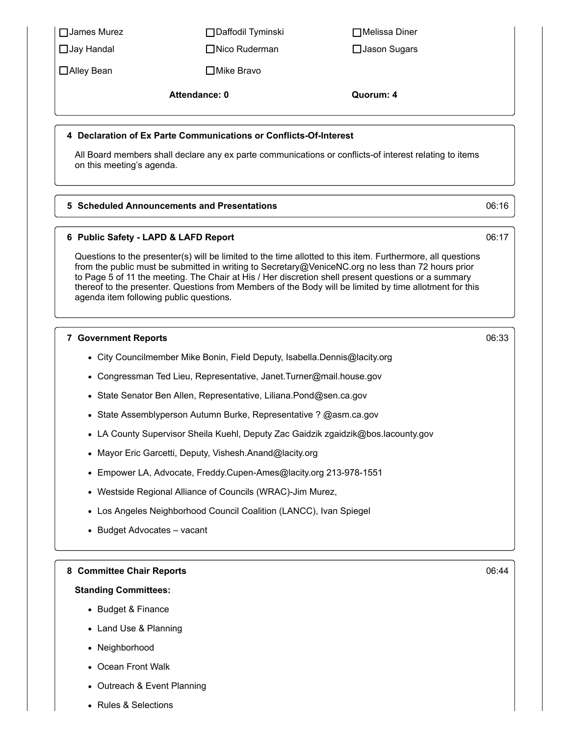| | | |
|---|---|---|
| ☐ James Murez | ☐ Daffodil Tyminski | ☐ Melissa Diner |
| ☐ Jay Handal | ☐ Nico Ruderman | ☐ Jason Sugars |
| ☐ Alley Bean | ☐ Mike Bravo | |
| | **Attendance: 0** | **Quorum: 4** |

### 4 Declaration of Ex Parte Communications or Conflicts-Of-Interest

All Board members shall declare any ex parte communications or conflicts-of interest relating to items on this meeting's agenda.

### 5 Scheduled Announcements and Presentations

06:16

### 6 Public Safety - LAPD & LAFD Report

06:17

Questions to the presenter(s) will be limited to the time allotted to this item. Furthermore, all questions from the public must be submitted in writing to Secretary@VeniceNC.org no less than 72 hours prior to Page 5 of 11 the meeting. The Chair at His / Her discretion shell present questions or a summary thereof to the presenter. Questions from Members of the Body will be limited by time allotment for this agenda item following public questions.

### 7 Government Reports

06:33

- City Councilmember Mike Bonin, Field Deputy, Isabella.Dennis@lacity.org
- Congressman Ted Lieu, Representative, Janet.Turner@mail.house.gov
- State Senator Ben Allen, Representative, Liliana.Pond@sen.ca.gov
- State Assemblyperson Autumn Burke, Representative ? @asm.ca.gov
- LA County Supervisor Sheila Kuehl, Deputy Zac Gaidzik zgaidzik@bos.lacounty.gov
- Mayor Eric Garcetti, Deputy, Vishesh.Anand@lacity.org
- Empower LA, Advocate, Freddy.Cupen-Ames@lacity.org 213-978-1551
- Westside Regional Alliance of Councils (WRAC)-Jim Murez,
- Los Angeles Neighborhood Council Coalition (LANCC), Ivan Spiegel
- Budget Advocates – vacant

### 8 Committee Chair Reports

06:44

**Standing Committees:**

- Budget & Finance
- Land Use & Planning
- Neighborhood
- Ocean Front Walk
- Outreach & Event Planning
- Rules & Selections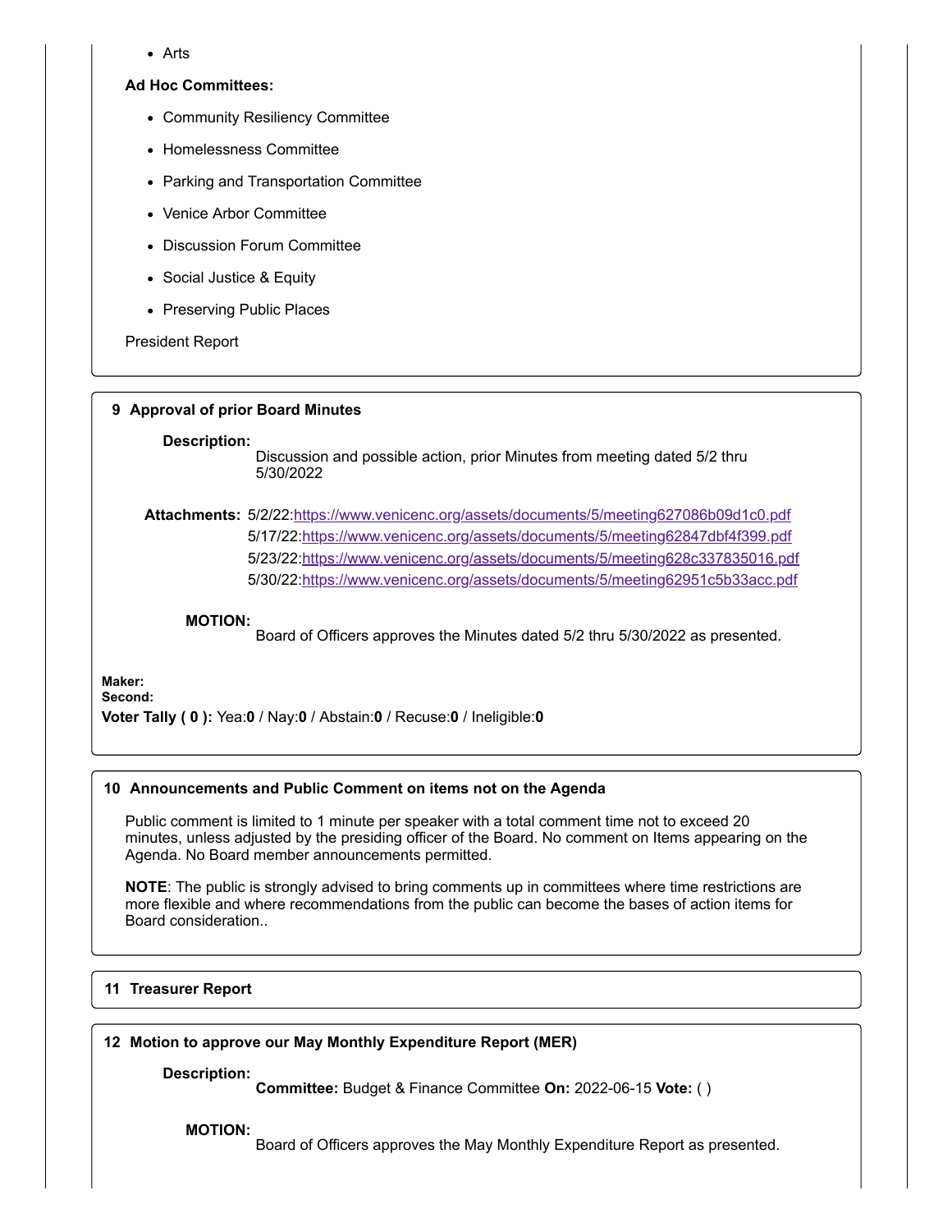- Arts

**Ad Hoc Committees:**

- Community Resiliency Committee
- Homelessness Committee
- Parking and Transportation Committee
- Venice Arbor Committee
- Discussion Forum Committee
- Social Justice & Equity
- Preserving Public Places

President Report

### 9 Approval of prior Board Minutes

**Description:**
Discussion and possible action, prior Minutes from meeting dated 5/2 thru 5/30/2022

**Attachments:** 5/2/22:https://www.venicenc.org/assets/documents/5/meeting627086b09d1c0.pdf
5/17/22:https://www.venicenc.org/assets/documents/5/meeting62847dbf4f399.pdf
5/23/22:https://www.venicenc.org/assets/documents/5/meeting628c337835016.pdf
5/30/22:https://www.venicenc.org/assets/documents/5/meeting62951c5b33acc.pdf

**MOTION:**
Board of Officers approves the Minutes dated 5/2 thru 5/30/2022 as presented.

**Maker:**
**Second:**
**Voter Tally ( 0 ):** Yea:**0** / Nay:**0** / Abstain:**0** / Recuse:**0** / Ineligible:**0**

### 10 Announcements and Public Comment on items not on the Agenda

Public comment is limited to 1 minute per speaker with a total comment time not to exceed 20 minutes, unless adjusted by the presiding officer of the Board. No comment on Items appearing on the Agenda. No Board member announcements permitted.

**NOTE**: The public is strongly advised to bring comments up in committees where time restrictions are more flexible and where recommendations from the public can become the bases of action items for Board consideration..

### 11 Treasurer Report

### 12 Motion to approve our May Monthly Expenditure Report (MER)

**Description:**
**Committee:** Budget & Finance Committee **On:** 2022-06-15 **Vote:** ( )

**MOTION:**
Board of Officers approves the May Monthly Expenditure Report as presented.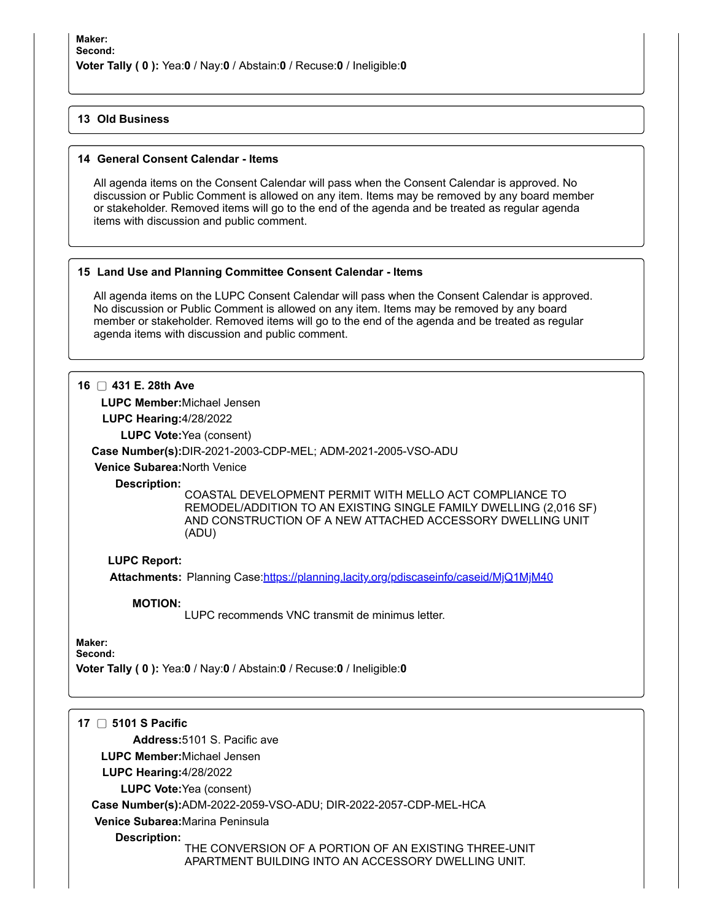**Maker:**
**Second:**
**Voter Tally ( 0 ):** Yea:**0** / Nay:**0** / Abstain:**0** / Recuse:**0** / Ineligible:**0**

### 13 Old Business

### 14 General Consent Calendar - Items

All agenda items on the Consent Calendar will pass when the Consent Calendar is approved. No discussion or Public Comment is allowed on any item. Items may be removed by any board member or stakeholder. Removed items will go to the end of the agenda and be treated as regular agenda items with discussion and public comment.

### 15 Land Use and Planning Committee Consent Calendar - Items

All agenda items on the LUPC Consent Calendar will pass when the Consent Calendar is approved. No discussion or Public Comment is allowed on any item. Items may be removed by any board member or stakeholder. Removed items will go to the end of the agenda and be treated as regular agenda items with discussion and public comment.

### 16 ☐ 431 E. 28th Ave

**LUPC Member:** Michael Jensen
**LUPC Hearing:** 4/28/2022
**LUPC Vote:** Yea (consent)
**Case Number(s):** DIR-2021-2003-CDP-MEL; ADM-2021-2005-VSO-ADU
**Venice Subarea:** North Venice
**Description:** COASTAL DEVELOPMENT PERMIT WITH MELLO ACT COMPLIANCE TO REMODEL/ADDITION TO AN EXISTING SINGLE FAMILY DWELLING (2,016 SF) AND CONSTRUCTION OF A NEW ATTACHED ACCESSORY DWELLING UNIT (ADU)

**LUPC Report:**
**Attachments:** Planning Case:[https://planning.lacity.org/pdiscaseinfo/caseid/MjQ1MjM40](https://planning.lacity.org/pdiscaseinfo/caseid/MjQ1MjM40)

**MOTION:** LUPC recommends VNC transmit de minimus letter.

**Maker:**
**Second:**
**Voter Tally ( 0 ):** Yea:**0** / Nay:**0** / Abstain:**0** / Recuse:**0** / Ineligible:**0**

### 17 ☐ 5101 S Pacific

**Address:** 5101 S. Pacific ave
**LUPC Member:** Michael Jensen
**LUPC Hearing:** 4/28/2022
**LUPC Vote:** Yea (consent)
**Case Number(s):** ADM-2022-2059-VSO-ADU; DIR-2022-2057-CDP-MEL-HCA
**Venice Subarea:** Marina Peninsula
**Description:** THE CONVERSION OF A PORTION OF AN EXISTING THREE-UNIT APARTMENT BUILDING INTO AN ACCESSORY DWELLING UNIT.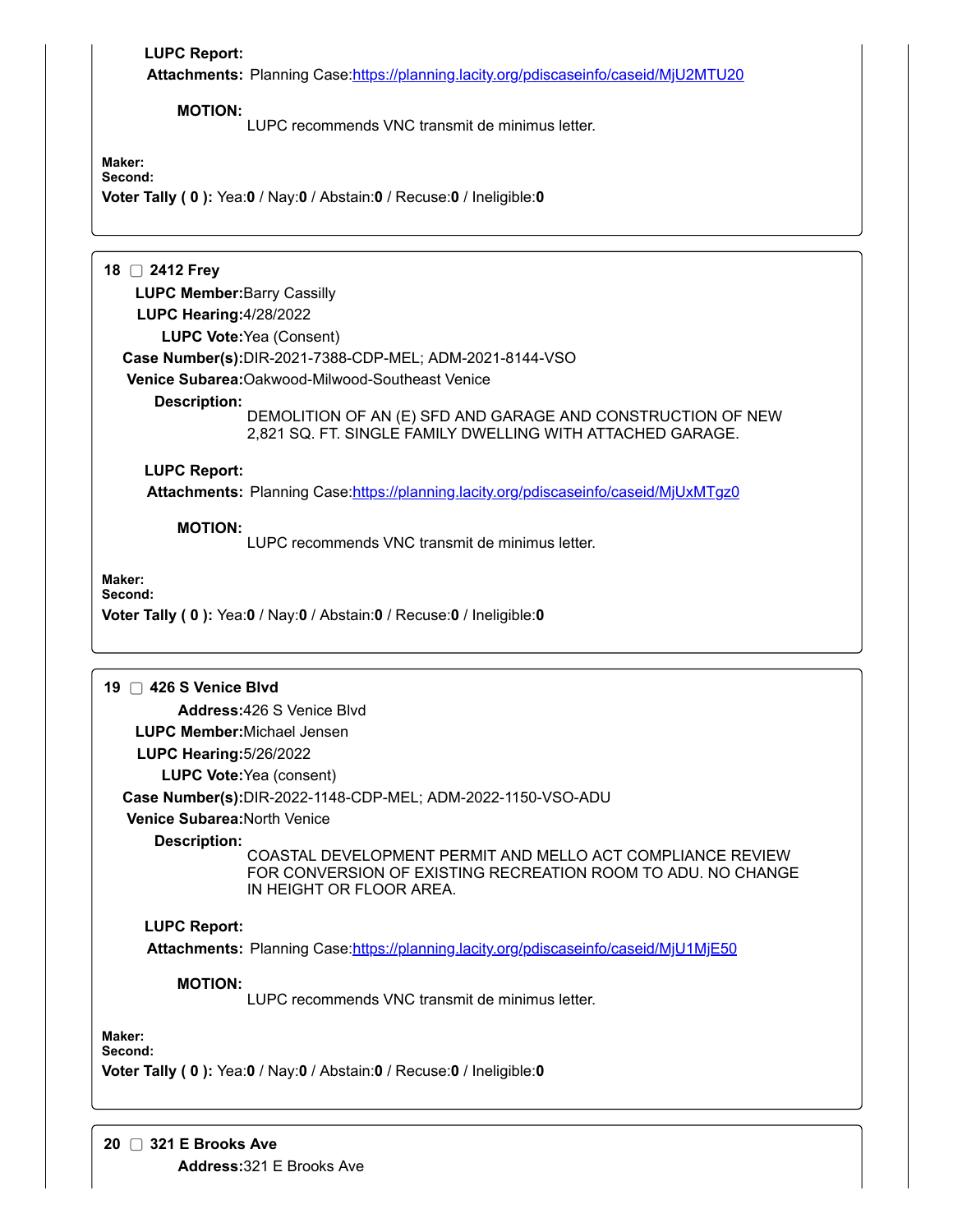**LUPC Report:**

**Attachments:** Planning Case:https://planning.lacity.org/pdiscaseinfo/caseid/MjU2MTU20

**MOTION:**
LUPC recommends VNC transmit de minimus letter.

**Maker:**
**Second:**
**Voter Tally ( 0 ):** Yea:**0** / Nay:**0** / Abstain:**0** / Recuse:**0** / Ineligible:**0**

---

**18** ☐ **2412 Frey**

**LUPC Member:** Barry Cassilly
**LUPC Hearing:** 4/28/2022
**LUPC Vote:** Yea (Consent)
**Case Number(s):** DIR-2021-7388-CDP-MEL; ADM-2021-8144-VSO
**Venice Subarea:** Oakwood-Milwood-Southeast Venice
**Description:**
DEMOLITION OF AN (E) SFD AND GARAGE AND CONSTRUCTION OF NEW 2,821 SQ. FT. SINGLE FAMILY DWELLING WITH ATTACHED GARAGE.

**LUPC Report:**

**Attachments:** Planning Case:https://planning.lacity.org/pdiscaseinfo/caseid/MjUxMTgz0

**MOTION:**
LUPC recommends VNC transmit de minimus letter.

**Maker:**
**Second:**
**Voter Tally ( 0 ):** Yea:**0** / Nay:**0** / Abstain:**0** / Recuse:**0** / Ineligible:**0**

---

**19** ☐ **426 S Venice Blvd**

**Address:** 426 S Venice Blvd
**LUPC Member:** Michael Jensen
**LUPC Hearing:** 5/26/2022
**LUPC Vote:** Yea (consent)
**Case Number(s):** DIR-2022-1148-CDP-MEL; ADM-2022-1150-VSO-ADU
**Venice Subarea:** North Venice
**Description:**
COASTAL DEVELOPMENT PERMIT AND MELLO ACT COMPLIANCE REVIEW FOR CONVERSION OF EXISTING RECREATION ROOM TO ADU. NO CHANGE IN HEIGHT OR FLOOR AREA.

**LUPC Report:**

**Attachments:** Planning Case:https://planning.lacity.org/pdiscaseinfo/caseid/MjU1MjE50

**MOTION:**
LUPC recommends VNC transmit de minimus letter.

**Maker:**
**Second:**
**Voter Tally ( 0 ):** Yea:**0** / Nay:**0** / Abstain:**0** / Recuse:**0** / Ineligible:**0**

---

**20** ☐ **321 E Brooks Ave**

**Address:** 321 E Brooks Ave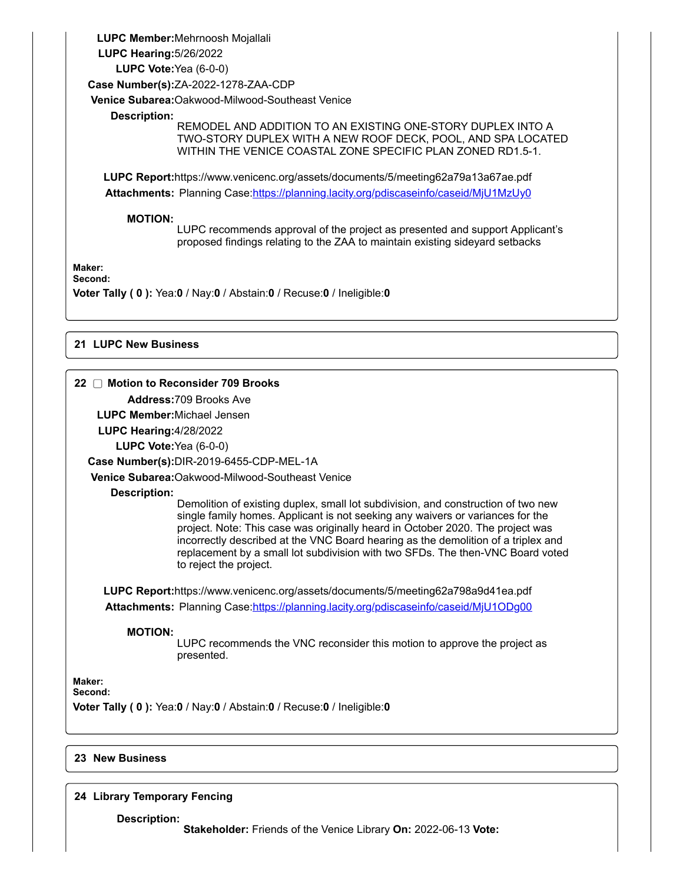**LUPC Member:** Mehrnoosh Mojallali

**LUPC Hearing:** 5/26/2022

**LUPC Vote:** Yea (6-0-0)

**Case Number(s):** ZA-2022-1278-ZAA-CDP

**Venice Subarea:** Oakwood-Milwood-Southeast Venice

**Description:**

REMODEL AND ADDITION TO AN EXISTING ONE-STORY DUPLEX INTO A TWO-STORY DUPLEX WITH A NEW ROOF DECK, POOL, AND SPA LOCATED WITHIN THE VENICE COASTAL ZONE SPECIFIC PLAN ZONED RD1.5-1.

**LUPC Report:** https://www.venicenc.org/assets/documents/5/meeting62a79a13a67ae.pdf

**Attachments:** Planning Case: https://planning.lacity.org/pdiscaseinfo/caseid/MjU1MzUy0

**MOTION:**

LUPC recommends approval of the project as presented and support Applicant's proposed findings relating to the ZAA to maintain existing sideyard setbacks

**Maker:**

**Second:**

**Voter Tally ( 0 ):** Yea:**0** / Nay:**0** / Abstain:**0** / Recuse:**0** / Ineligible:**0**

## 21 LUPC New Business

## 22 ☐ Motion to Reconsider 709 Brooks

**Address:** 709 Brooks Ave

**LUPC Member:** Michael Jensen

**LUPC Hearing:** 4/28/2022

**LUPC Vote:** Yea (6-0-0)

**Case Number(s):** DIR-2019-6455-CDP-MEL-1A

**Venice Subarea:** Oakwood-Milwood-Southeast Venice

**Description:**

Demolition of existing duplex, small lot subdivision, and construction of two new single family homes. Applicant is not seeking any waivers or variances for the project. Note: This case was originally heard in October 2020. The project was incorrectly described at the VNC Board hearing as the demolition of a triplex and replacement by a small lot subdivision with two SFDs. The then-VNC Board voted to reject the project.

**LUPC Report:** https://www.venicenc.org/assets/documents/5/meeting62a798a9d41ea.pdf

**Attachments:** Planning Case: https://planning.lacity.org/pdiscaseinfo/caseid/MjU1ODg00

**MOTION:**

LUPC recommends the VNC reconsider this motion to approve the project as presented.

**Maker:**

**Second:**

**Voter Tally ( 0 ):** Yea:**0** / Nay:**0** / Abstain:**0** / Recuse:**0** / Ineligible:**0**

## 23 New Business

## 24 Library Temporary Fencing

**Description:**

**Stakeholder:** Friends of the Venice Library **On:** 2022-06-13 **Vote:**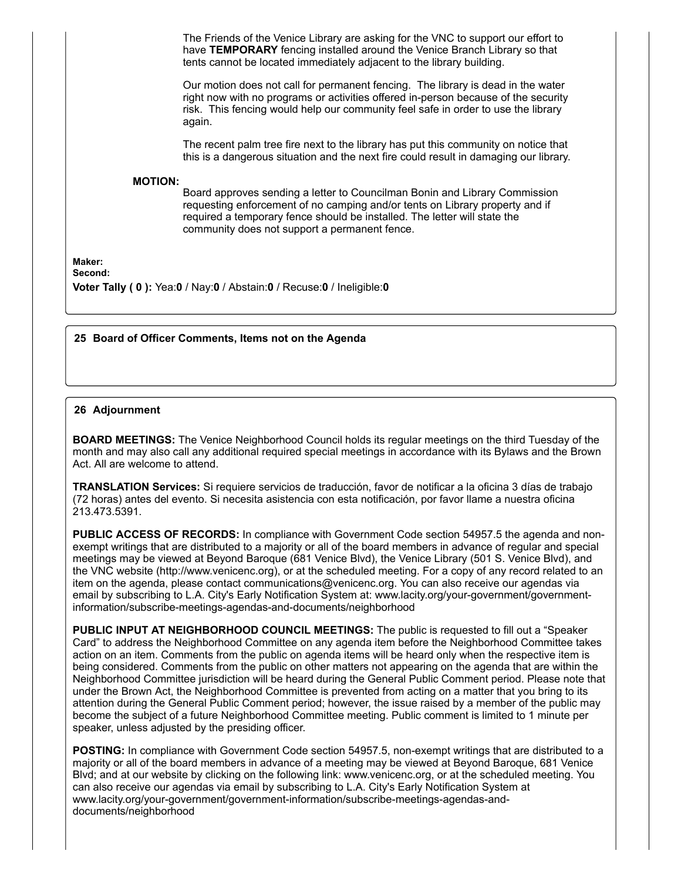The Friends of the Venice Library are asking for the VNC to support our effort to have **TEMPORARY** fencing installed around the Venice Branch Library so that tents cannot be located immediately adjacent to the library building.

Our motion does not call for permanent fencing. The library is dead in the water right now with no programs or activities offered in-person because of the security risk. This fencing would help our community feel safe in order to use the library again.

The recent palm tree fire next to the library has put this community on notice that this is a dangerous situation and the next fire could result in damaging our library.

**MOTION:**

Board approves sending a letter to Councilman Bonin and Library Commission requesting enforcement of no camping and/or tents on Library property and if required a temporary fence should be installed. The letter will state the community does not support a permanent fence.

**Maker:**
**Second:**
**Voter Tally ( 0 ):** Yea:**0** / Nay:**0** / Abstain:**0** / Recuse:**0** / Ineligible:**0**

## 25 Board of Officer Comments, Items not on the Agenda

## 26 Adjournment

**BOARD MEETINGS:** The Venice Neighborhood Council holds its regular meetings on the third Tuesday of the month and may also call any additional required special meetings in accordance with its Bylaws and the Brown Act. All are welcome to attend.

**TRANSLATION Services:** Si requiere servicios de traducción, favor de notificar a la oficina 3 días de trabajo (72 horas) antes del evento. Si necesita asistencia con esta notificación, por favor llame a nuestra oficina 213.473.5391.

**PUBLIC ACCESS OF RECORDS:** In compliance with Government Code section 54957.5 the agenda and non-exempt writings that are distributed to a majority or all of the board members in advance of regular and special meetings may be viewed at Beyond Baroque (681 Venice Blvd), the Venice Library (501 S. Venice Blvd), and the VNC website (http://www.venicenc.org), or at the scheduled meeting. For a copy of any record related to an item on the agenda, please contact communications@venicenc.org. You can also receive our agendas via email by subscribing to L.A. City's Early Notification System at: www.lacity.org/your-government/government-information/subscribe-meetings-agendas-and-documents/neighborhood

**PUBLIC INPUT AT NEIGHBORHOOD COUNCIL MEETINGS:** The public is requested to fill out a "Speaker Card" to address the Neighborhood Committee on any agenda item before the Neighborhood Committee takes action on an item. Comments from the public on agenda items will be heard only when the respective item is being considered. Comments from the public on other matters not appearing on the agenda that are within the Neighborhood Committee jurisdiction will be heard during the General Public Comment period. Please note that under the Brown Act, the Neighborhood Committee is prevented from acting on a matter that you bring to its attention during the General Public Comment period; however, the issue raised by a member of the public may become the subject of a future Neighborhood Committee meeting. Public comment is limited to 1 minute per speaker, unless adjusted by the presiding officer.

**POSTING:** In compliance with Government Code section 54957.5, non-exempt writings that are distributed to a majority or all of the board members in advance of a meeting may be viewed at Beyond Baroque, 681 Venice Blvd; and at our website by clicking on the following link: www.venicenc.org, or at the scheduled meeting. You can also receive our agendas via email by subscribing to L.A. City's Early Notification System at www.lacity.org/your-government/government-information/subscribe-meetings-agendas-and-documents/neighborhood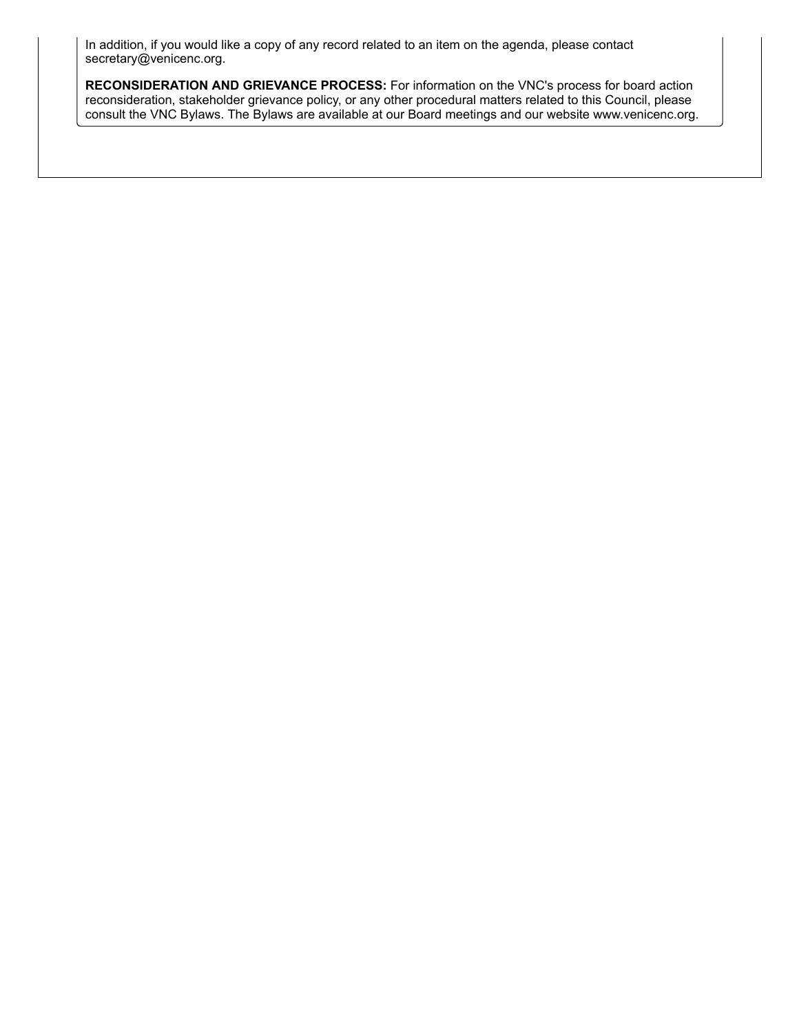In addition, if you would like a copy of any record related to an item on the agenda, please contact secretary@venicenc.org.

**RECONSIDERATION AND GRIEVANCE PROCESS:** For information on the VNC's process for board action reconsideration, stakeholder grievance policy, or any other procedural matters related to this Council, please consult the VNC Bylaws. The Bylaws are available at our Board meetings and our website www.venicenc.org.